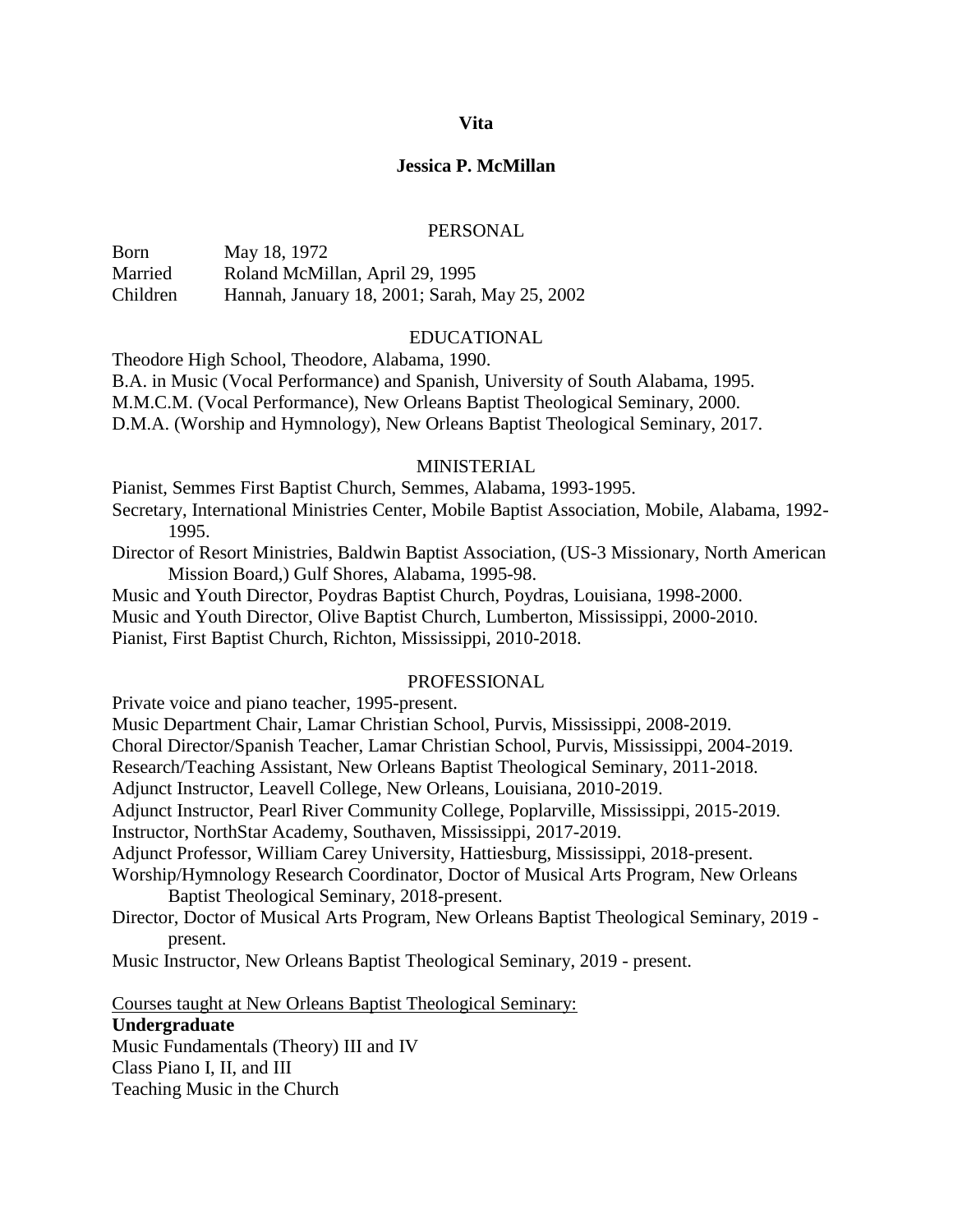# Vita

## Jessica P. McMillan

### PERSONAL

Born May 18, 1972
Married Roland McMillan, April 29, 1995
Children Hannah, January 18, 2001; Sarah, May 25, 2002

### EDUCATIONAL

Theodore High School, Theodore, Alabama, 1990.
B.A. in Music (Vocal Performance) and Spanish, University of South Alabama, 1995.
M.M.C.M. (Vocal Performance), New Orleans Baptist Theological Seminary, 2000.
D.M.A. (Worship and Hymnology), New Orleans Baptist Theological Seminary, 2017.

### MINISTERIAL

Pianist, Semmes First Baptist Church, Semmes, Alabama, 1993-1995.
Secretary, International Ministries Center, Mobile Baptist Association, Mobile, Alabama, 1992-1995.
Director of Resort Ministries, Baldwin Baptist Association, (US-3 Missionary, North American Mission Board,) Gulf Shores, Alabama, 1995-98.
Music and Youth Director, Poydras Baptist Church, Poydras, Louisiana, 1998-2000.
Music and Youth Director, Olive Baptist Church, Lumberton, Mississippi, 2000-2010.
Pianist, First Baptist Church, Richton, Mississippi, 2010-2018.

### PROFESSIONAL

Private voice and piano teacher, 1995-present.
Music Department Chair, Lamar Christian School, Purvis, Mississippi, 2008-2019.
Choral Director/Spanish Teacher, Lamar Christian School, Purvis, Mississippi, 2004-2019.
Research/Teaching Assistant, New Orleans Baptist Theological Seminary, 2011-2018.
Adjunct Instructor, Leavell College, New Orleans, Louisiana, 2010-2019.
Adjunct Instructor, Pearl River Community College, Poplarville, Mississippi, 2015-2019.
Instructor, NorthStar Academy, Southaven, Mississippi, 2017-2019.
Adjunct Professor, William Carey University, Hattiesburg, Mississippi, 2018-present.
Worship/Hymnology Research Coordinator, Doctor of Musical Arts Program, New Orleans Baptist Theological Seminary, 2018-present.
Director, Doctor of Musical Arts Program, New Orleans Baptist Theological Seminary, 2019 - present.
Music Instructor, New Orleans Baptist Theological Seminary, 2019 - present.

Courses taught at New Orleans Baptist Theological Seminary:

**Undergraduate**

Music Fundamentals (Theory) III and IV
Class Piano I, II, and III
Teaching Music in the Church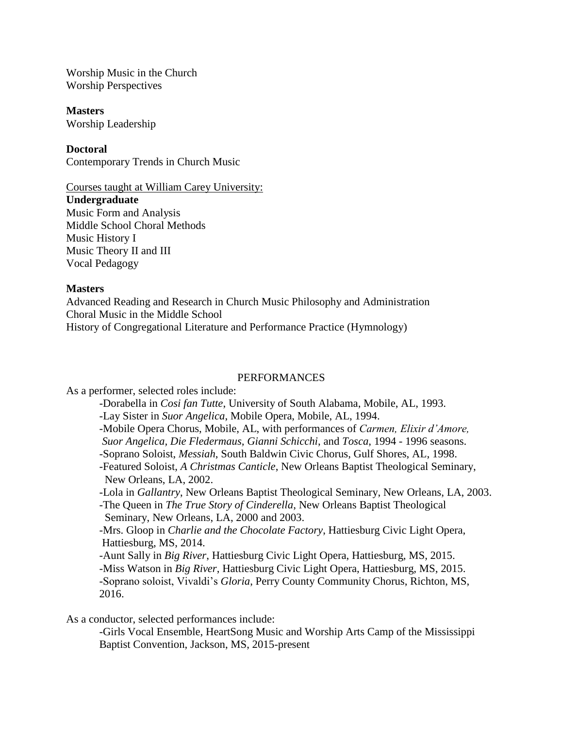Worship Music in the Church
Worship Perspectives

**Masters**
Worship Leadership

**Doctoral**
Contemporary Trends in Church Music

<u>Courses taught at William Carey University:</u>

**Undergraduate**
Music Form and Analysis
Middle School Choral Methods
Music History I
Music Theory II and III
Vocal Pedagogy

**Masters**
Advanced Reading and Research in Church Music Philosophy and Administration
Choral Music in the Middle School
History of Congregational Literature and Performance Practice (Hymnology)

## PERFORMANCES

As a performer, selected roles include:

- Dorabella in *Cosi fan Tutte*, University of South Alabama, Mobile, AL, 1993.
- Lay Sister in *Suor Angelica*, Mobile Opera, Mobile, AL, 1994.
- Mobile Opera Chorus, Mobile, AL, with performances of *Carmen, Elixir d'Amore, Suor Angelica, Die Fledermaus, Gianni Schicchi*, and *Tosca*, 1994 - 1996 seasons.
- Soprano Soloist, *Messiah*, South Baldwin Civic Chorus, Gulf Shores, AL, 1998.
- Featured Soloist, *A Christmas Canticle*, New Orleans Baptist Theological Seminary, New Orleans, LA, 2002.
- Lola in *Gallantry*, New Orleans Baptist Theological Seminary, New Orleans, LA, 2003.
- The Queen in *The True Story of Cinderella*, New Orleans Baptist Theological Seminary, New Orleans, LA, 2000 and 2003.
- Mrs. Gloop in *Charlie and the Chocolate Factory*, Hattiesburg Civic Light Opera, Hattiesburg, MS, 2014.
- Aunt Sally in *Big River*, Hattiesburg Civic Light Opera, Hattiesburg, MS, 2015.
- Miss Watson in *Big River*, Hattiesburg Civic Light Opera, Hattiesburg, MS, 2015.
- Soprano soloist, Vivaldi's *Gloria*, Perry County Community Chorus, Richton, MS, 2016.

As a conductor, selected performances include:

- Girls Vocal Ensemble, HeartSong Music and Worship Arts Camp of the Mississippi Baptist Convention, Jackson, MS, 2015-present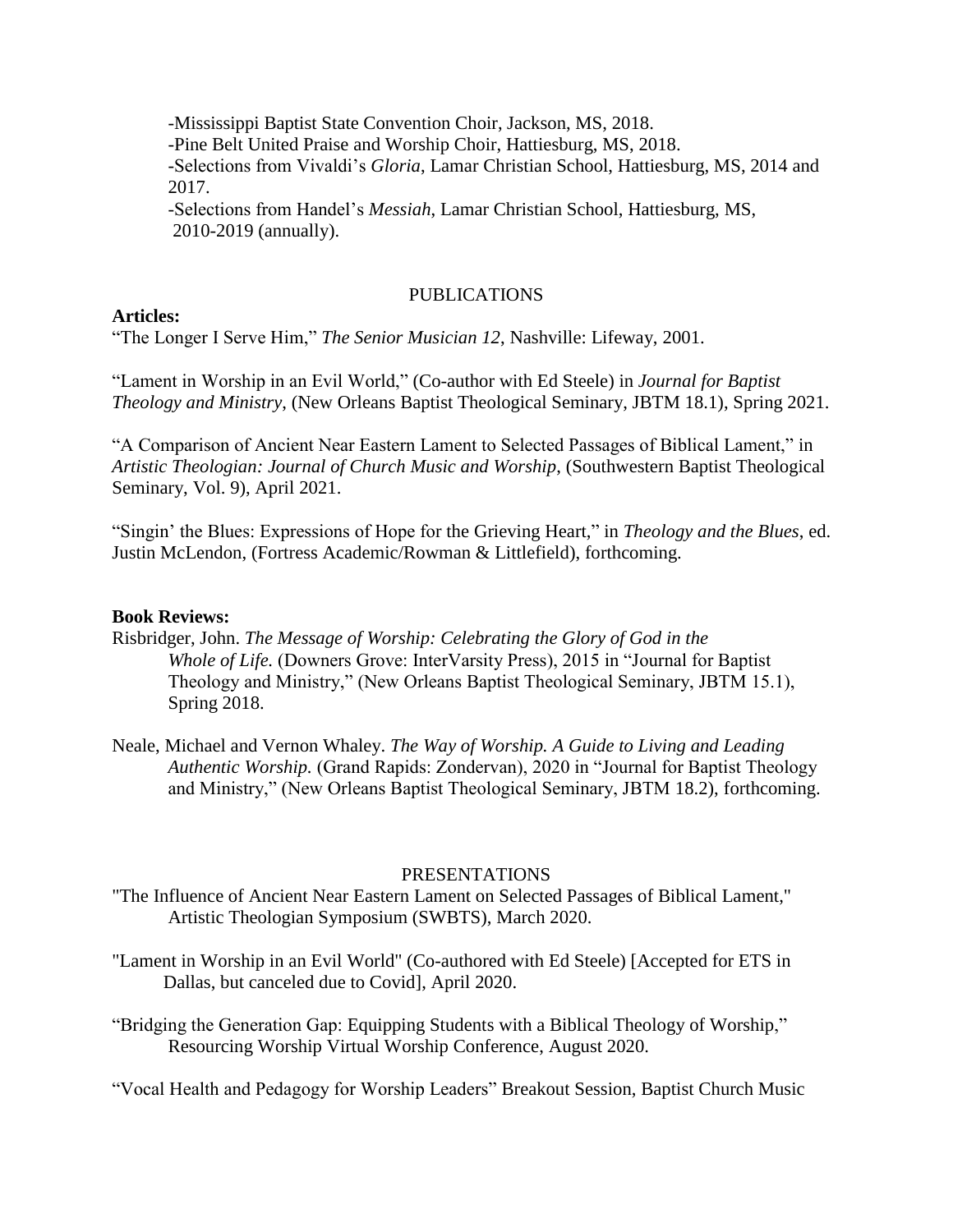-Mississippi Baptist State Convention Choir, Jackson, MS, 2018.
-Pine Belt United Praise and Worship Choir, Hattiesburg, MS, 2018.
-Selections from Vivaldi's *Gloria*, Lamar Christian School, Hattiesburg, MS, 2014 and 2017.
-Selections from Handel's *Messiah*, Lamar Christian School, Hattiesburg, MS, 2010-2019 (annually).

## PUBLICATIONS

**Articles:**

"The Longer I Serve Him," *The Senior Musician 12*, Nashville: Lifeway, 2001.

"Lament in Worship in an Evil World," (Co-author with Ed Steele) in *Journal for Baptist Theology and Ministry*, (New Orleans Baptist Theological Seminary, JBTM 18.1), Spring 2021.

"A Comparison of Ancient Near Eastern Lament to Selected Passages of Biblical Lament," in *Artistic Theologian: Journal of Church Music and Worship*, (Southwestern Baptist Theological Seminary, Vol. 9), April 2021.

"Singin' the Blues: Expressions of Hope for the Grieving Heart," in *Theology and the Blues*, ed. Justin McLendon, (Fortress Academic/Rowman & Littlefield), forthcoming.

**Book Reviews:**

Risbridger, John. *The Message of Worship: Celebrating the Glory of God in the Whole of Life.* (Downers Grove: InterVarsity Press), 2015 in "Journal for Baptist Theology and Ministry," (New Orleans Baptist Theological Seminary, JBTM 15.1), Spring 2018.

Neale, Michael and Vernon Whaley. *The Way of Worship. A Guide to Living and Leading Authentic Worship.* (Grand Rapids: Zondervan), 2020 in "Journal for Baptist Theology and Ministry," (New Orleans Baptist Theological Seminary, JBTM 18.2), forthcoming.

## PRESENTATIONS

"The Influence of Ancient Near Eastern Lament on Selected Passages of Biblical Lament," Artistic Theologian Symposium (SWBTS), March 2020.

"Lament in Worship in an Evil World" (Co-authored with Ed Steele) [Accepted for ETS in Dallas, but canceled due to Covid], April 2020.

"Bridging the Generation Gap: Equipping Students with a Biblical Theology of Worship," Resourcing Worship Virtual Worship Conference, August 2020.

"Vocal Health and Pedagogy for Worship Leaders" Breakout Session, Baptist Church Music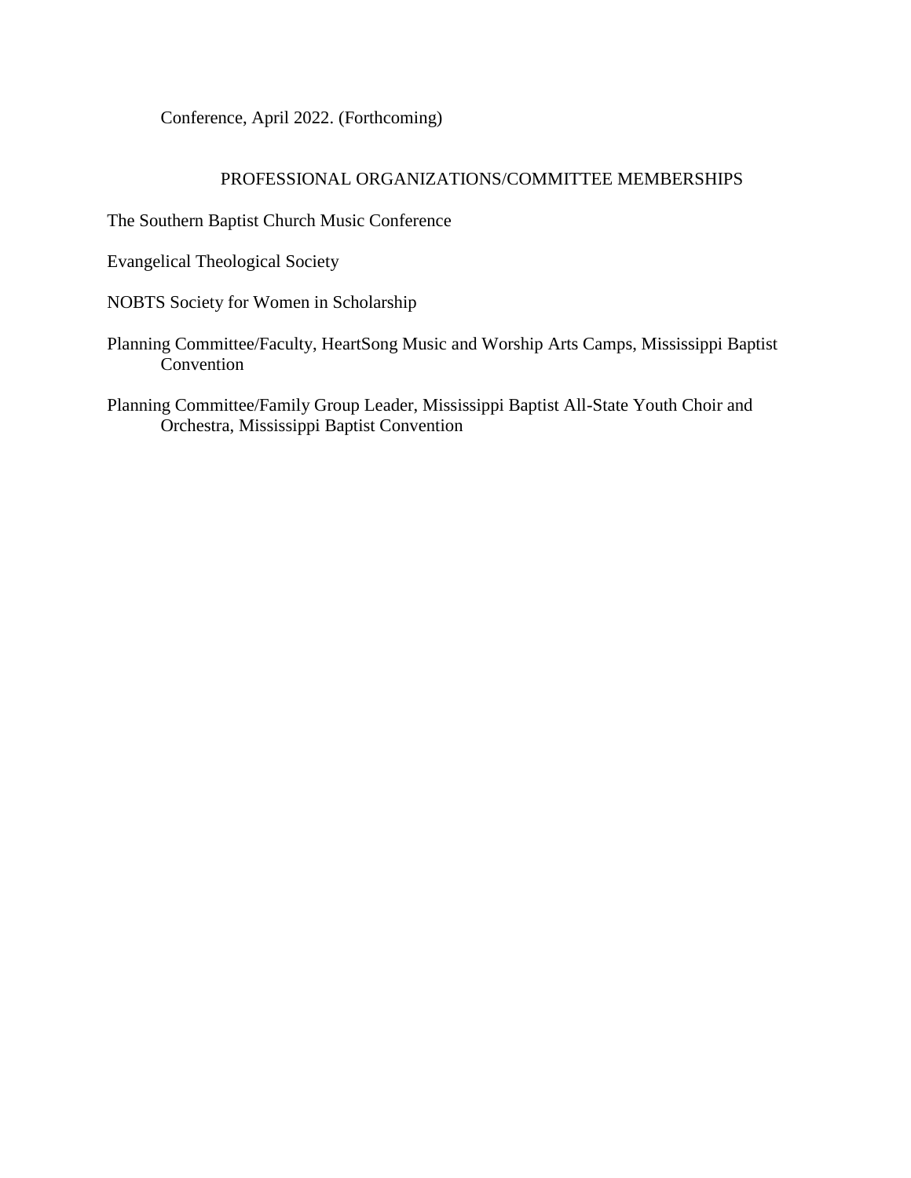Conference, April 2022. (Forthcoming)

## PROFESSIONAL ORGANIZATIONS/COMMITTEE MEMBERSHIPS

The Southern Baptist Church Music Conference

Evangelical Theological Society

NOBTS Society for Women in Scholarship

Planning Committee/Faculty, HeartSong Music and Worship Arts Camps, Mississippi Baptist Convention

Planning Committee/Family Group Leader, Mississippi Baptist All-State Youth Choir and Orchestra, Mississippi Baptist Convention